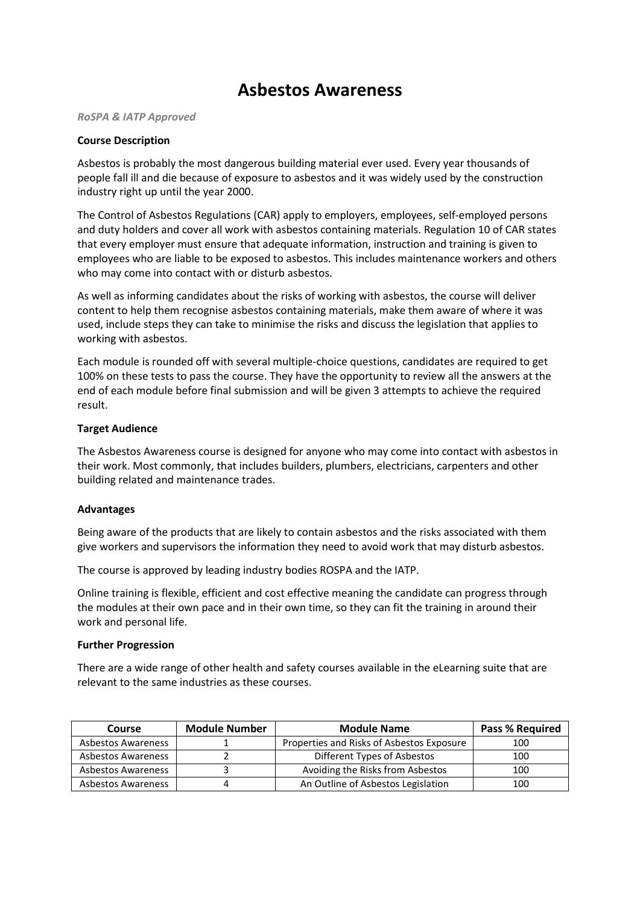# Asbestos Awareness

***RoSPA & IATP Approved***

**Course Description**

Asbestos is probably the most dangerous building material ever used. Every year thousands of people fall ill and die because of exposure to asbestos and it was widely used by the construction industry right up until the year 2000.

The Control of Asbestos Regulations (CAR) apply to employers, employees, self-employed persons and duty holders and cover all work with asbestos containing materials. Regulation 10 of CAR states that every employer must ensure that adequate information, instruction and training is given to employees who are liable to be exposed to asbestos. This includes maintenance workers and others who may come into contact with or disturb asbestos.

As well as informing candidates about the risks of working with asbestos, the course will deliver content to help them recognise asbestos containing materials, make them aware of where it was used, include steps they can take to minimise the risks and discuss the legislation that applies to working with asbestos.

Each module is rounded off with several multiple-choice questions, candidates are required to get 100% on these tests to pass the course. They have the opportunity to review all the answers at the end of each module before final submission and will be given 3 attempts to achieve the required result.

**Target Audience**

The Asbestos Awareness course is designed for anyone who may come into contact with asbestos in their work. Most commonly, that includes builders, plumbers, electricians, carpenters and other building related and maintenance trades.

**Advantages**

Being aware of the products that are likely to contain asbestos and the risks associated with them give workers and supervisors the information they need to avoid work that may disturb asbestos.

The course is approved by leading industry bodies ROSPA and the IATP.

Online training is flexible, efficient and cost effective meaning the candidate can progress through the modules at their own pace and in their own time, so they can fit the training in around their work and personal life.

**Further Progression**

There are a wide range of other health and safety courses available in the eLearning suite that are relevant to the same industries as these courses.

| Course | Module Number | Module Name | Pass % Required |
|---|---|---|---|
| Asbestos Awareness | 1 | Properties and Risks of Asbestos Exposure | 100 |
| Asbestos Awareness | 2 | Different Types of Asbestos | 100 |
| Asbestos Awareness | 3 | Avoiding the Risks from Asbestos | 100 |
| Asbestos Awareness | 4 | An Outline of Asbestos Legislation | 100 |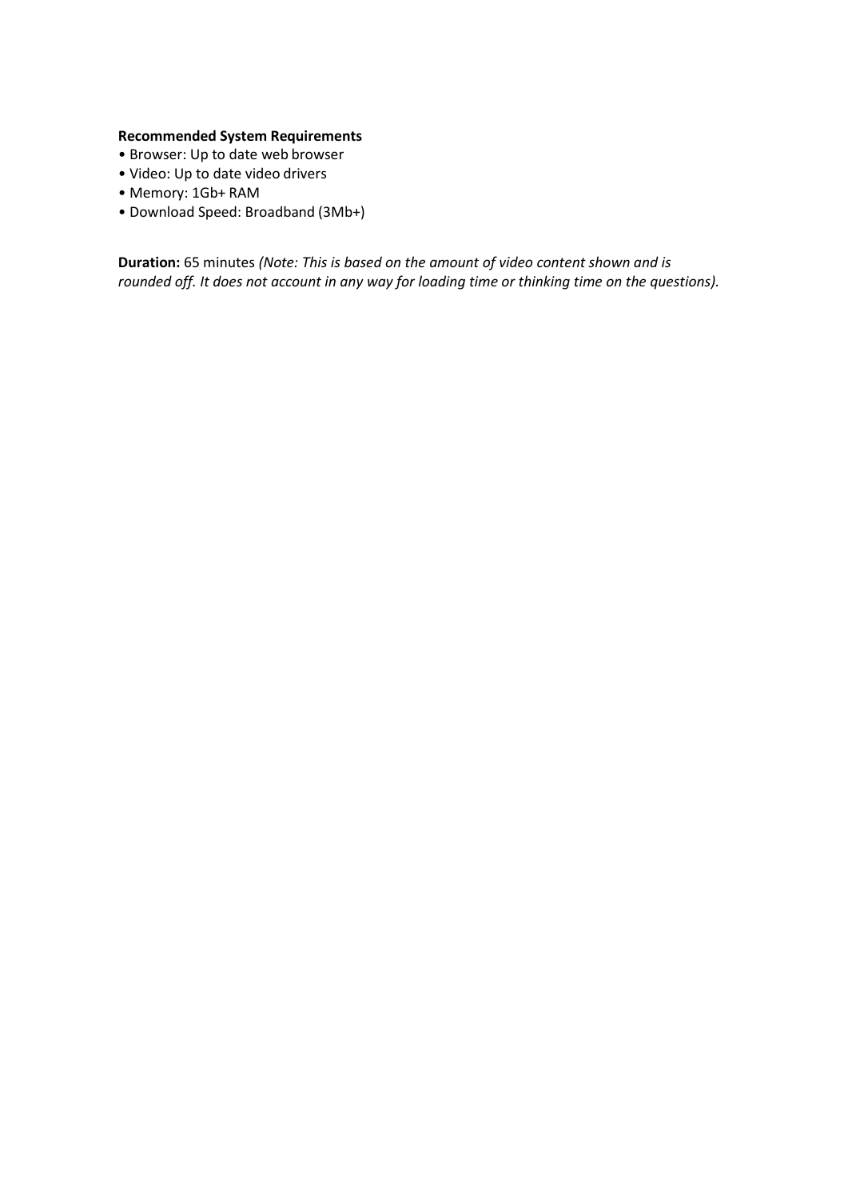**Recommended System Requirements**

- Browser: Up to date web browser
- Video: Up to date video drivers
- Memory: 1Gb+ RAM
- Download Speed: Broadband (3Mb+)

**Duration:** 65 minutes *(Note: This is based on the amount of video content shown and is rounded off. It does not account in any way for loading time or thinking time on the questions).*